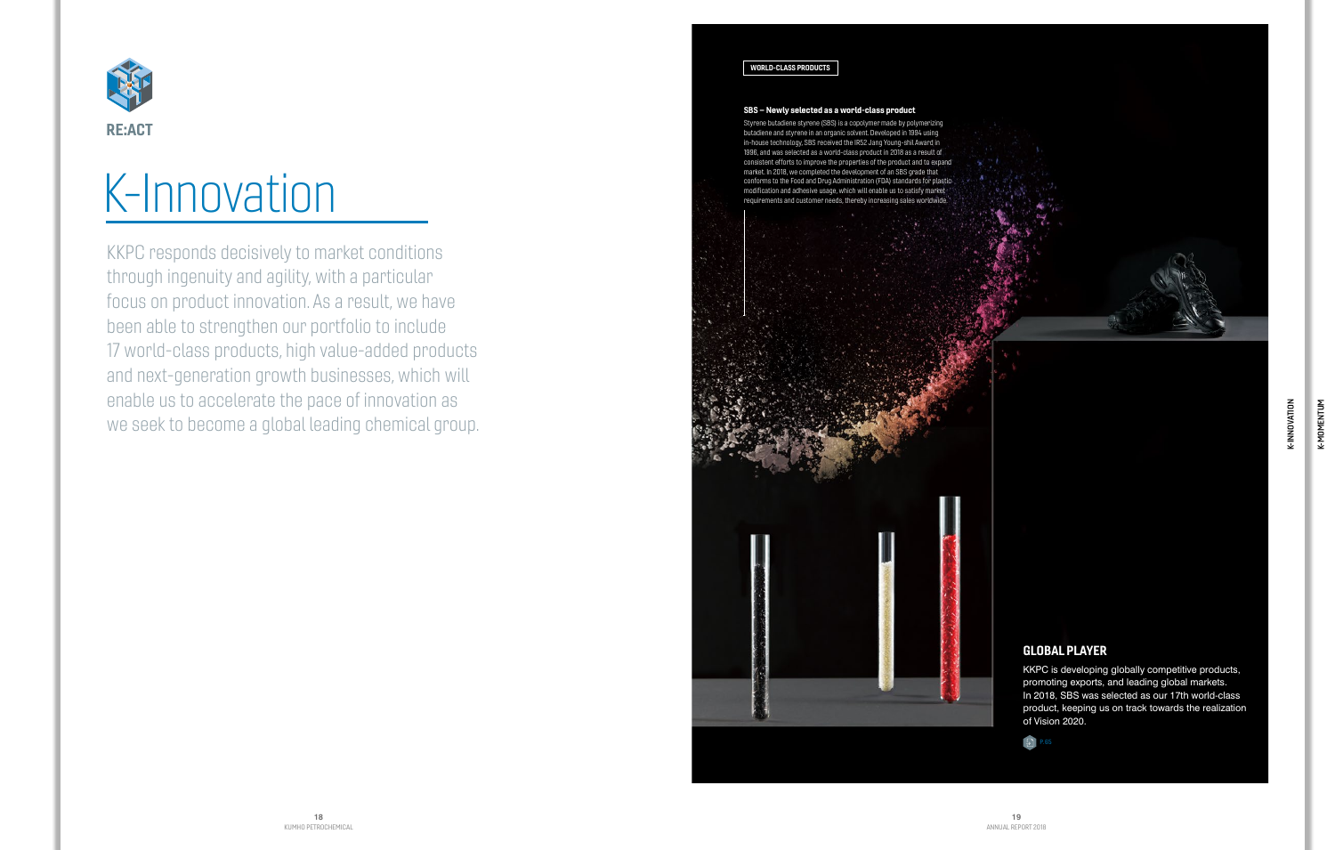RE:ACT

# K-Innovation

KKPC responds decisively to market conditions through ingenuity and agility, with a particular focus on product innovation. As a result, we have been able to strengthen our portfolio to include 17 world-class products, high value-added products and next-generation growth businesses, which will enable us to accelerate the pace of innovation as we seek to become a global leading chemical group.

WORLD-CLASS PRODUCTS

**SBS – Newly selected as a world-class product**

Styrene butadiene styrene (SBS) is a copolymer made by polymerizing butadiene and styrene in an organic solvent. Developed in 1994 using in-house technology, SBS received the IR52 Jang Young-shil Award in 1996, and was selected as a world-class product in 2018 as a result of consistent efforts to improve the properties of the product and to expand market. In 2018, we completed the development of an SBS grade that conforms to the Food and Drug Administration (FDA) standards for plastic modification and adhesive usage, which will enable us to satisfy market requirements and customer needs, thereby increasing sales worldwide.

## GLOBAL PLAYER

KKPC is developing globally competitive products, promoting exports, and leading global markets. In 2018, SBS was selected as our 17th world-class product, keeping us on track towards the realization of Vision 2020.

P.65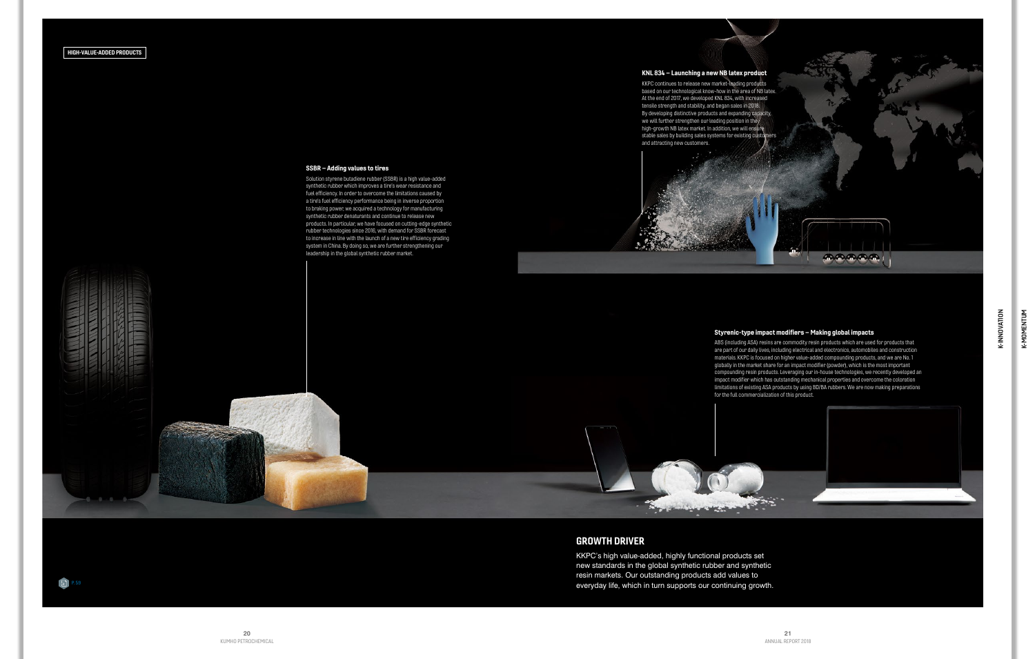HIGH-VALUE-ADDED PRODUCTS

### SSBR – Adding values to tires

Solution styrene butadiene rubber (SSBR) is a high value-added synthetic rubber which improves a tire's wear resistance and fuel efficiency. In order to overcome the limitations caused by a tire's fuel efficiency performance being in inverse proportion to braking power, we acquired a technology for manufacturing synthetic rubber denaturants and continue to release new products. In particular, we have focused on cutting-edge synthetic rubber technologies since 2016, with demand for SSBR forecast to increase in line with the launch of a new tire efficiency grading system in China. By doing so, we are further strengthening our leadership in the global synthetic rubber market.

### KNL 834 – Launching a new NB latex product

KKPC continues to release new market-leading products based on our technological know-how in the area of NB latex. At the end of 2017, we developed KNL 834, with increased tensile strength and stability, and began sales in 2018. By developing distinctive products and expanding capacity, we will further strengthen our leading position in the high-growth NB latex market. In addition, we will ensure stable sales by building sales systems for existing customers and attracting new customers.

### Styrenic-type impact modifiers – Making global impacts

ABS (including ASA) resins are commodity resin products which are used for products that are part of our daily lives, including electrical and electronics, automobiles and construction materials. KKPC is focused on higher value-added compounding products, and we are No. 1 globally in the market share for an impact modifier (powder), which is the most important compounding resin products. Leveraging our in-house technologies, we recently developed an impact modifier which has outstanding mechanical properties and overcome the coloration limitations of existing ASA products by using BD/BA rubbers. We are now making preparations for the full commercialization of this product.

## GROWTH DRIVER

KKPC's high value-added, highly functional products set new standards in the global synthetic rubber and synthetic resin markets. Our outstanding products add values to everyday life, which in turn supports our continuing growth.

P. 58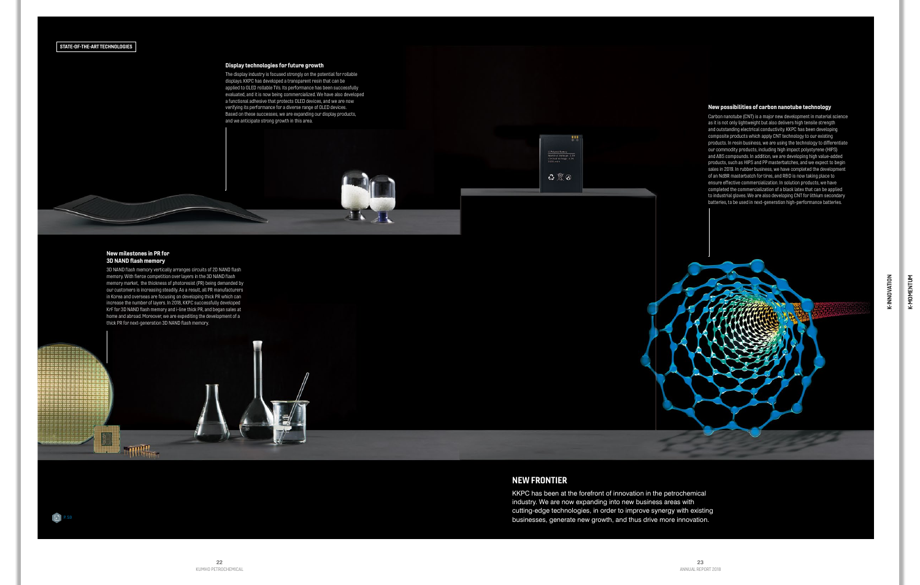STATE-OF-THE-ART TECHNOLOGIES

### Display technologies for future growth

The display industry is focused strongly on the potential for rollable displays. KKPC has developed a transparent resin that can be applied to OLED rollable TVs. Its performance has been successfully evaluated, and it is now being commercialized. We have also developed a functional adhesive that protects OLED devices, and we are now verifying its performance for a diverse range of OLED devices. Based on these successes, we are expanding our display products, and we anticipate strong growth in this area.

### New milestones in PR for 3D NAND flash memory

3D NAND flash memory vertically arranges circuits of 2D NAND flash memory. With fierce competition over layers in the 3D NAND flash memory market, the thickness of photoresist (PR) being demanded by our customers is increasing steadily. As a result, all PR manufacturers in Korea and overseas are focusing on developing thick PR which can increase the number of layers. In 2018, KKPC successfully developed KrF for 3D NAND flash memory and i-line thick PR, and began sales at home and abroad. Moreover, we are expediting the development of a thick PR for next-generation 3D NAND flash memory.

### New possibilities of carbon nanotube technology

Carbon nanotube (CNT) is a major new development in material science as it is not only lightweight but also delivers high tensile strength and outstanding electrical conductivity. KKPC has been developing composite products which apply CNT technology to our existing products. In resin business, we are using the technology to differentiate our commodity products, including high impact polystyrene (HIPS) and ABS compounds. In addition, we are developing high value-added products, such as HIPS and PP masterbatches, and we expect to begin sales in 2019. In rubber business, we have completed the development of an NdBR masterbatch for tires, and R&D is now taking place to ensure effective commercialization. In solution products, we have completed the commercialization of a black latex that can be applied to industrial gloves. We are also developing CNT for lithium secondary batteries, to be used in next-generation high-performance batteries.

## NEW FRONTIER

KKPC has been at the forefront of innovation in the petrochemical industry. We are now expanding into new business areas with cutting-edge technologies, in order to improve synergy with existing businesses, generate new growth, and thus drive more innovation.